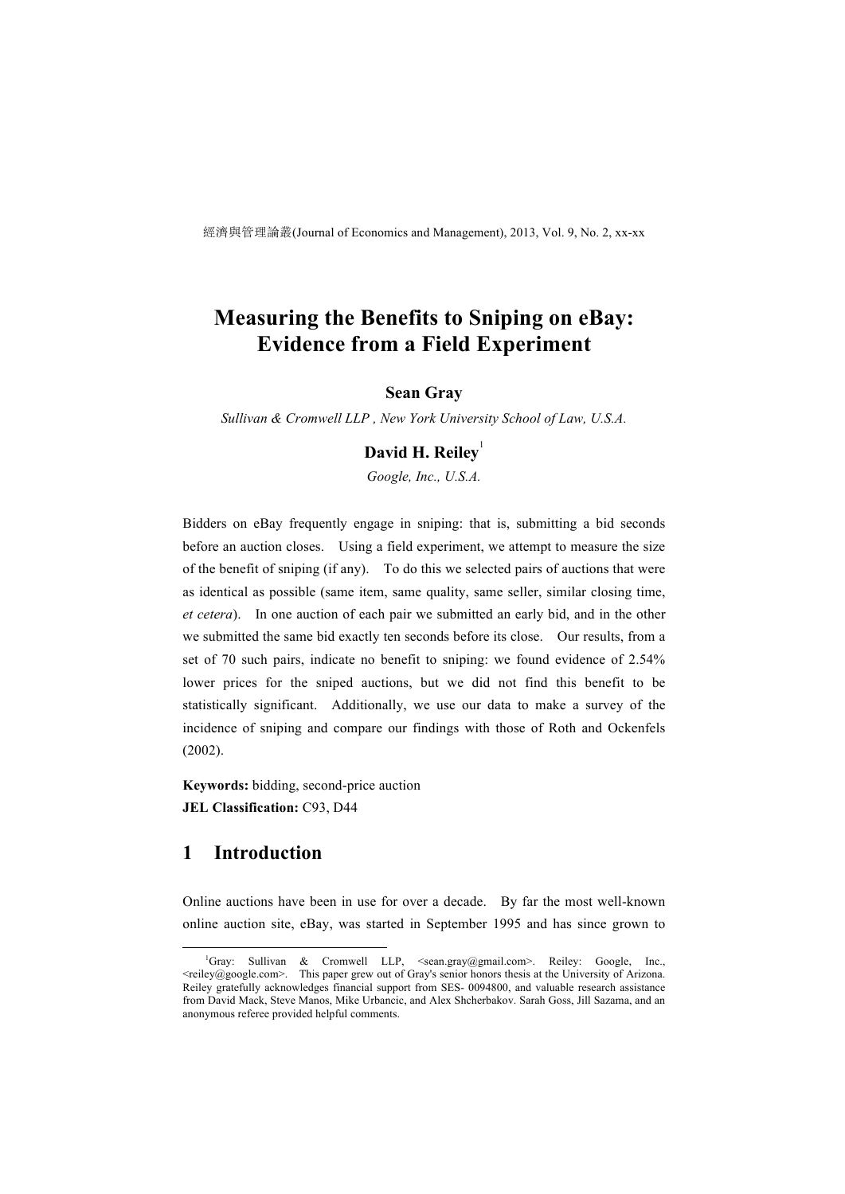# Measuring the Benefits to Sniping on eBay: Evidence from a Field Experiment

**Sean Gray**

*Sullivan & Cromwell LLP , New York University School of Law, U.S.A.*

**David H. Reiley**[1]

*Google, Inc., U.S.A.*

Bidders on eBay frequently engage in sniping: that is, submitting a bid seconds before an auction closes. Using a field experiment, we attempt to measure the size of the benefit of sniping (if any). To do this we selected pairs of auctions that were as identical as possible (same item, same quality, same seller, similar closing time, *et cetera*). In one auction of each pair we submitted an early bid, and in the other we submitted the same bid exactly ten seconds before its close. Our results, from a set of 70 such pairs, indicate no benefit to sniping: we found evidence of 2.54% lower prices for the sniped auctions, but we did not find this benefit to be statistically significant. Additionally, we use our data to make a survey of the incidence of sniping and compare our findings with those of Roth and Ockenfels (2002).

**Keywords:** bidding, second-price auction

**JEL Classification:** C93, D44

## 1 Introduction

Online auctions have been in use for over a decade. By far the most well-known online auction site, eBay, was started in September 1995 and has since grown to

[1] Gray: Sullivan & Cromwell LLP, <sean.gray@gmail.com>. Reiley: Google, Inc., <reiley@google.com>. This paper grew out of Gray's senior honors thesis at the University of Arizona. Reiley gratefully acknowledges financial support from SES- 0094800, and valuable research assistance from David Mack, Steve Manos, Mike Urbancic, and Alex Shcherbakov. Sarah Goss, Jill Sazama, and an anonymous referee provided helpful comments.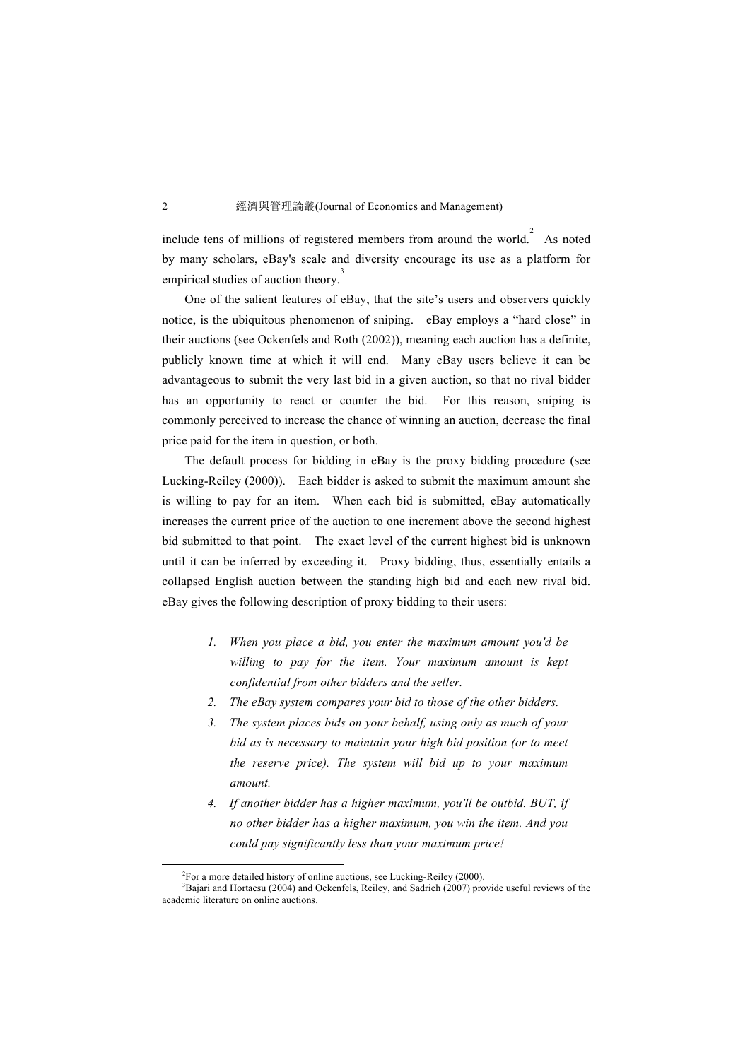include tens of millions of registered members from around the world.[2] As noted by many scholars, eBay's scale and diversity encourage its use as a platform for empirical studies of auction theory.[3]

One of the salient features of eBay, that the site's users and observers quickly notice, is the ubiquitous phenomenon of sniping. eBay employs a "hard close" in their auctions (see Ockenfels and Roth (2002)), meaning each auction has a definite, publicly known time at which it will end. Many eBay users believe it can be advantageous to submit the very last bid in a given auction, so that no rival bidder has an opportunity to react or counter the bid. For this reason, sniping is commonly perceived to increase the chance of winning an auction, decrease the final price paid for the item in question, or both.

The default process for bidding in eBay is the proxy bidding procedure (see Lucking-Reiley (2000)). Each bidder is asked to submit the maximum amount she is willing to pay for an item. When each bid is submitted, eBay automatically increases the current price of the auction to one increment above the second highest bid submitted to that point. The exact level of the current highest bid is unknown until it can be inferred by exceeding it. Proxy bidding, thus, essentially entails a collapsed English auction between the standing high bid and each new rival bid. eBay gives the following description of proxy bidding to their users:

> 1. *When you place a bid, you enter the maximum amount you'd be willing to pay for the item. Your maximum amount is kept confidential from other bidders and the seller.*
> 2. *The eBay system compares your bid to those of the other bidders.*
> 3. *The system places bids on your behalf, using only as much of your bid as is necessary to maintain your high bid position (or to meet the reserve price). The system will bid up to your maximum amount.*
> 4. *If another bidder has a higher maximum, you'll be outbid. BUT, if no other bidder has a higher maximum, you win the item. And you could pay significantly less than your maximum price!*

---

[2] For a more detailed history of online auctions, see Lucking-Reiley (2000).

[3] Bajari and Hortacsu (2004) and Ockenfels, Reiley, and Sadrieh (2007) provide useful reviews of the academic literature on online auctions.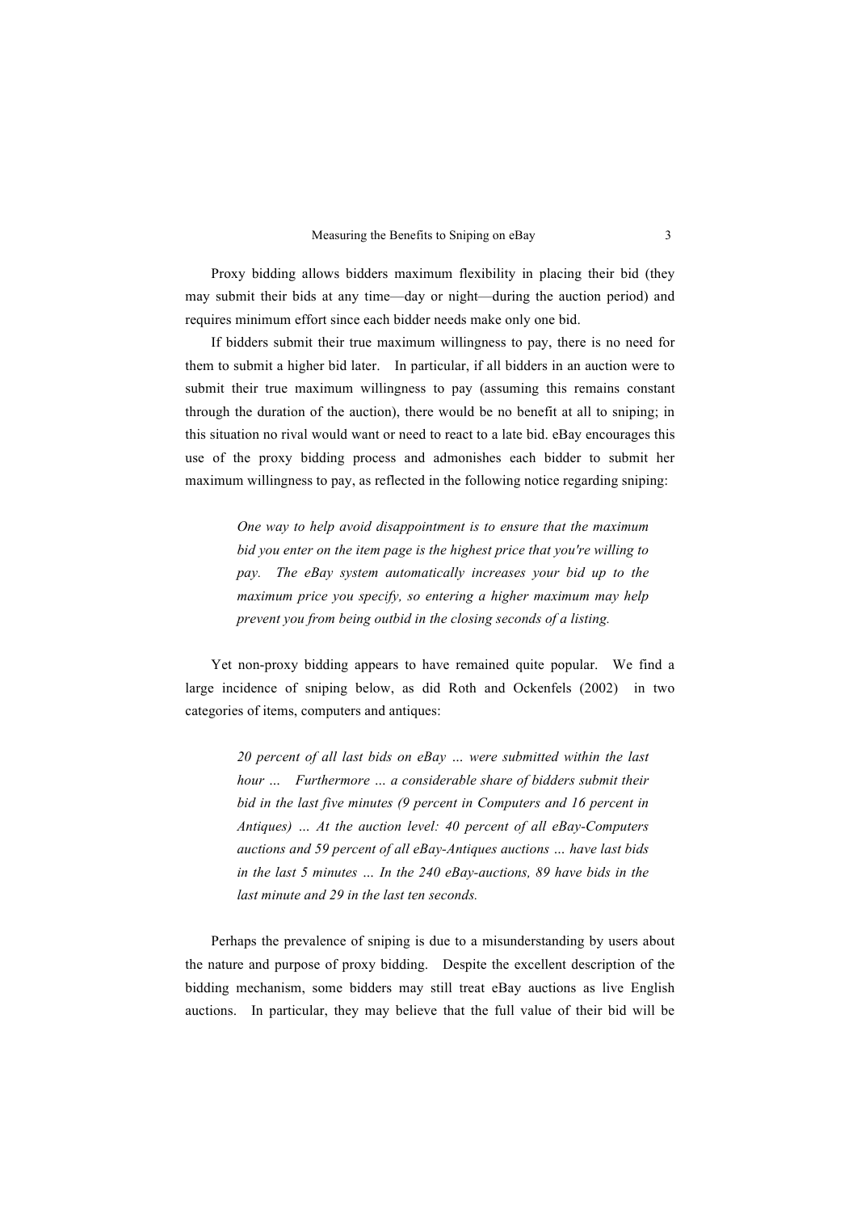Proxy bidding allows bidders maximum flexibility in placing their bid (they may submit their bids at any time—day or night—during the auction period) and requires minimum effort since each bidder needs make only one bid.

If bidders submit their true maximum willingness to pay, there is no need for them to submit a higher bid later. In particular, if all bidders in an auction were to submit their true maximum willingness to pay (assuming this remains constant through the duration of the auction), there would be no benefit at all to sniping; in this situation no rival would want or need to react to a late bid. eBay encourages this use of the proxy bidding process and admonishes each bidder to submit her maximum willingness to pay, as reflected in the following notice regarding sniping:

> *One way to help avoid disappointment is to ensure that the maximum bid you enter on the item page is the highest price that you're willing to pay. The eBay system automatically increases your bid up to the maximum price you specify, so entering a higher maximum may help prevent you from being outbid in the closing seconds of a listing.*

Yet non-proxy bidding appears to have remained quite popular. We find a large incidence of sniping below, as did Roth and Ockenfels (2002) in two categories of items, computers and antiques:

> *20 percent of all last bids on eBay … were submitted within the last hour … Furthermore … a considerable share of bidders submit their bid in the last five minutes (9 percent in Computers and 16 percent in Antiques) … At the auction level: 40 percent of all eBay-Computers auctions and 59 percent of all eBay-Antiques auctions … have last bids in the last 5 minutes … In the 240 eBay-auctions, 89 have bids in the last minute and 29 in the last ten seconds.*

Perhaps the prevalence of sniping is due to a misunderstanding by users about the nature and purpose of proxy bidding. Despite the excellent description of the bidding mechanism, some bidders may still treat eBay auctions as live English auctions. In particular, they may believe that the full value of their bid will be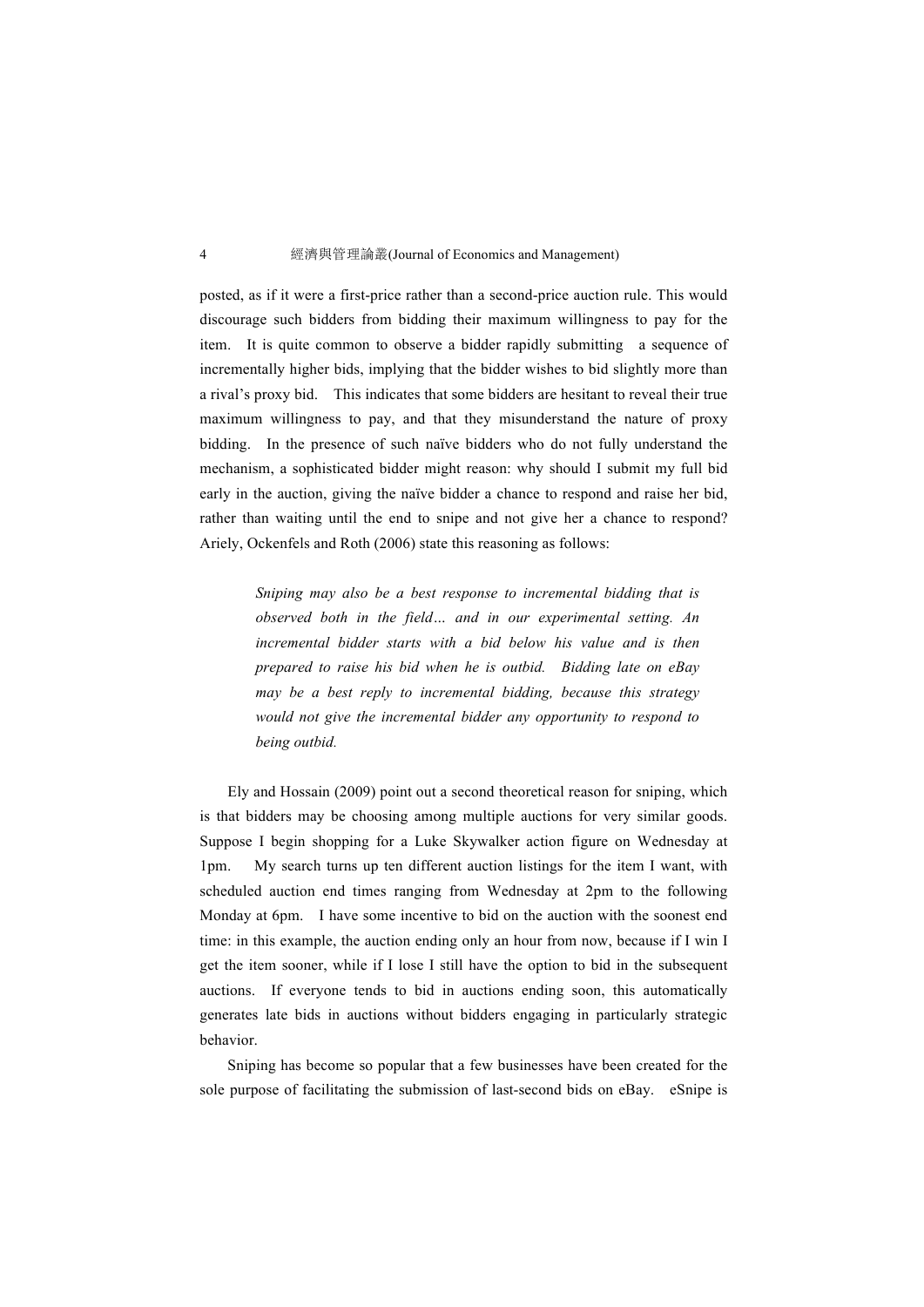posted, as if it were a first-price rather than a second-price auction rule. This would discourage such bidders from bidding their maximum willingness to pay for the item. It is quite common to observe a bidder rapidly submitting a sequence of incrementally higher bids, implying that the bidder wishes to bid slightly more than a rival's proxy bid. This indicates that some bidders are hesitant to reveal their true maximum willingness to pay, and that they misunderstand the nature of proxy bidding. In the presence of such naïve bidders who do not fully understand the mechanism, a sophisticated bidder might reason: why should I submit my full bid early in the auction, giving the naïve bidder a chance to respond and raise her bid, rather than waiting until the end to snipe and not give her a chance to respond? Ariely, Ockenfels and Roth (2006) state this reasoning as follows:

> *Sniping may also be a best response to incremental bidding that is observed both in the field… and in our experimental setting. An incremental bidder starts with a bid below his value and is then prepared to raise his bid when he is outbid. Bidding late on eBay may be a best reply to incremental bidding, because this strategy would not give the incremental bidder any opportunity to respond to being outbid.*

Ely and Hossain (2009) point out a second theoretical reason for sniping, which is that bidders may be choosing among multiple auctions for very similar goods. Suppose I begin shopping for a Luke Skywalker action figure on Wednesday at 1pm. My search turns up ten different auction listings for the item I want, with scheduled auction end times ranging from Wednesday at 2pm to the following Monday at 6pm. I have some incentive to bid on the auction with the soonest end time: in this example, the auction ending only an hour from now, because if I win I get the item sooner, while if I lose I still have the option to bid in the subsequent auctions. If everyone tends to bid in auctions ending soon, this automatically generates late bids in auctions without bidders engaging in particularly strategic behavior.

Sniping has become so popular that a few businesses have been created for the sole purpose of facilitating the submission of last-second bids on eBay. eSnipe is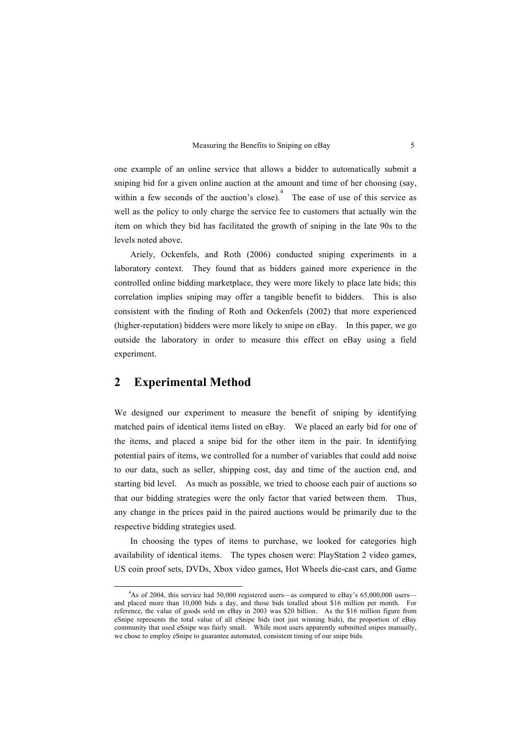one example of an online service that allows a bidder to automatically submit a sniping bid for a given online auction at the amount and time of her choosing (say, within a few seconds of the auction's close).[4] The ease of use of this service as well as the policy to only charge the service fee to customers that actually win the item on which they bid has facilitated the growth of sniping in the late 90s to the levels noted above.

Ariely, Ockenfels, and Roth (2006) conducted sniping experiments in a laboratory context. They found that as bidders gained more experience in the controlled online bidding marketplace, they were more likely to place late bids; this correlation implies sniping may offer a tangible benefit to bidders. This is also consistent with the finding of Roth and Ockenfels (2002) that more experienced (higher-reputation) bidders were more likely to snipe on eBay. In this paper, we go outside the laboratory in order to measure this effect on eBay using a field experiment.

## 2 Experimental Method

We designed our experiment to measure the benefit of sniping by identifying matched pairs of identical items listed on eBay. We placed an early bid for one of the items, and placed a snipe bid for the other item in the pair. In identifying potential pairs of items, we controlled for a number of variables that could add noise to our data, such as seller, shipping cost, day and time of the auction end, and starting bid level. As much as possible, we tried to choose each pair of auctions so that our bidding strategies were the only factor that varied between them. Thus, any change in the prices paid in the paired auctions would be primarily due to the respective bidding strategies used.

In choosing the types of items to purchase, we looked for categories high availability of identical items. The types chosen were: PlayStation 2 video games, US coin proof sets, DVDs, Xbox video games, Hot Wheels die-cast cars, and Game

---

[4] As of 2004, this service had 50,000 registered users—as compared to eBay's 65,000,000 users—and placed more than 10,000 bids a day, and those bids totalled about $16 million per month. For reference, the value of goods sold on eBay in 2003 was $20 billion. As the $16 million figure from eSnipe represents the total value of all eSnipe bids (not just winning bids), the proportion of eBay community that used eSnipe was fairly small. While most users apparently submitted snipes manually, we chose to employ eSnipe to guarantee automated, consistent timing of our snipe bids.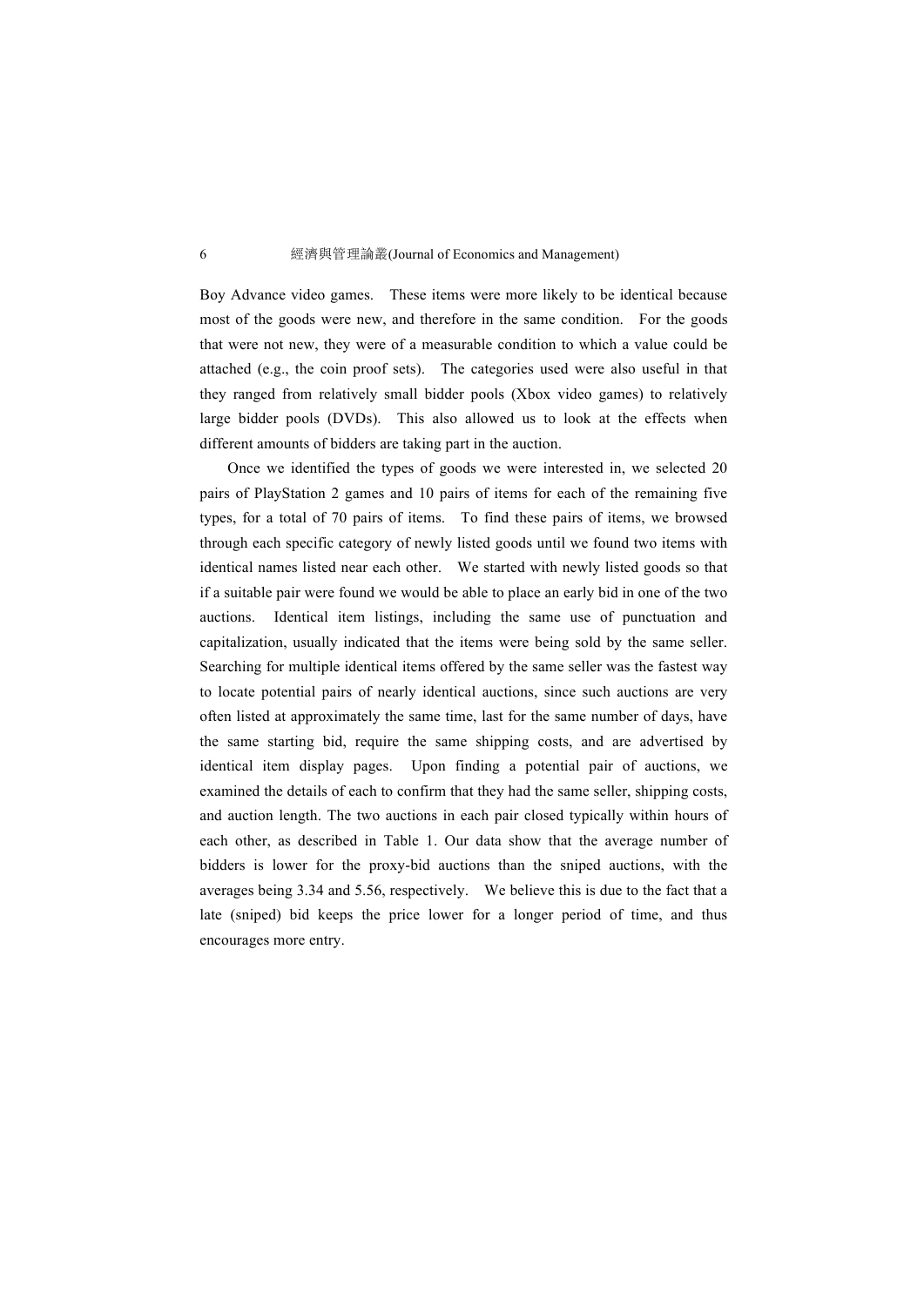Boy Advance video games. These items were more likely to be identical because most of the goods were new, and therefore in the same condition. For the goods that were not new, they were of a measurable condition to which a value could be attached (e.g., the coin proof sets). The categories used were also useful in that they ranged from relatively small bidder pools (Xbox video games) to relatively large bidder pools (DVDs). This also allowed us to look at the effects when different amounts of bidders are taking part in the auction.

Once we identified the types of goods we were interested in, we selected 20 pairs of PlayStation 2 games and 10 pairs of items for each of the remaining five types, for a total of 70 pairs of items. To find these pairs of items, we browsed through each specific category of newly listed goods until we found two items with identical names listed near each other. We started with newly listed goods so that if a suitable pair were found we would be able to place an early bid in one of the two auctions. Identical item listings, including the same use of punctuation and capitalization, usually indicated that the items were being sold by the same seller. Searching for multiple identical items offered by the same seller was the fastest way to locate potential pairs of nearly identical auctions, since such auctions are very often listed at approximately the same time, last for the same number of days, have the same starting bid, require the same shipping costs, and are advertised by identical item display pages. Upon finding a potential pair of auctions, we examined the details of each to confirm that they had the same seller, shipping costs, and auction length. The two auctions in each pair closed typically within hours of each other, as described in Table 1. Our data show that the average number of bidders is lower for the proxy-bid auctions than the sniped auctions, with the averages being 3.34 and 5.56, respectively. We believe this is due to the fact that a late (sniped) bid keeps the price lower for a longer period of time, and thus encourages more entry.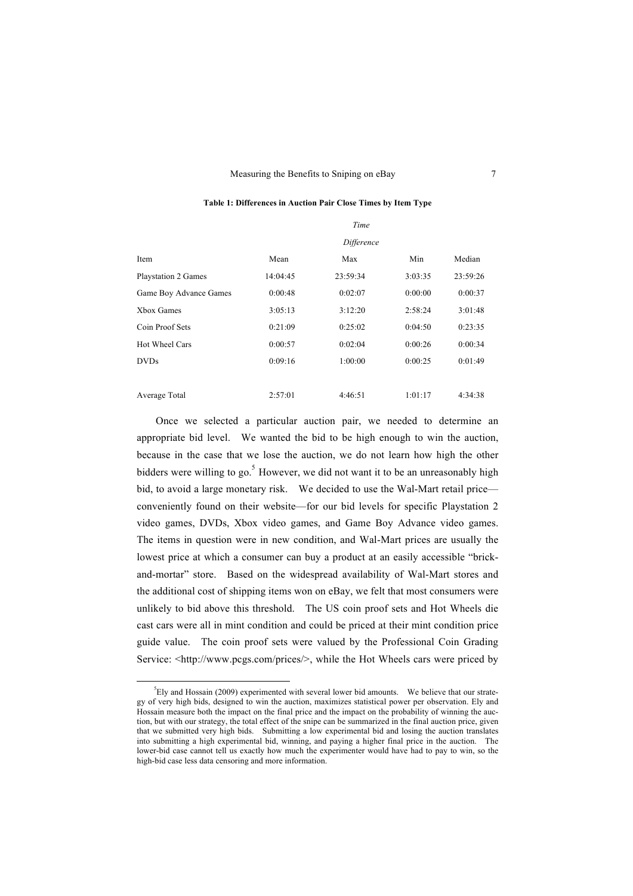**Table 1: Differences in Auction Pair Close Times by Item Type**

| | *Time Difference* | | | |
|---|---|---|---|---|
| Item | Mean | Max | Min | Median |
| Playstation 2 Games | 14:04:45 | 23:59:34 | 3:03:35 | 23:59:26 |
| Game Boy Advance Games | 0:00:48 | 0:02:07 | 0:00:00 | 0:00:37 |
| Xbox Games | 3:05:13 | 3:12:20 | 2:58:24 | 3:01:48 |
| Coin Proof Sets | 0:21:09 | 0:25:02 | 0:04:50 | 0:23:35 |
| Hot Wheel Cars | 0:00:57 | 0:02:04 | 0:00:26 | 0:00:34 |
| DVDs | 0:09:16 | 1:00:00 | 0:00:25 | 0:01:49 |
| | | | | |
| Average Total | 2:57:01 | 4:46:51 | 1:01:17 | 4:34:38 |

Once we selected a particular auction pair, we needed to determine an appropriate bid level. We wanted the bid to be high enough to win the auction, because in the case that we lose the auction, we do not learn how high the other bidders were willing to go.[5] However, we did not want it to be an unreasonably high bid, to avoid a large monetary risk. We decided to use the Wal-Mart retail price—conveniently found on their website—for our bid levels for specific Playstation 2 video games, DVDs, Xbox video games, and Game Boy Advance video games. The items in question were in new condition, and Wal-Mart prices are usually the lowest price at which a consumer can buy a product at an easily accessible "brick-and-mortar" store. Based on the widespread availability of Wal-Mart stores and the additional cost of shipping items won on eBay, we felt that most consumers were unlikely to bid above this threshold. The US coin proof sets and Hot Wheels die cast cars were all in mint condition and could be priced at their mint condition price guide value. The coin proof sets were valued by the Professional Coin Grading Service: <http://www.pcgs.com/prices/>, while the Hot Wheels cars were priced by

---

[5] Ely and Hossain (2009) experimented with several lower bid amounts. We believe that our strategy of very high bids, designed to win the auction, maximizes statistical power per observation. Ely and Hossain measure both the impact on the final price and the impact on the probability of winning the auction, but with our strategy, the total effect of the snipe can be summarized in the final auction price, given that we submitted very high bids. Submitting a low experimental bid and losing the auction translates into submitting a high experimental bid, winning, and paying a higher final price in the auction. The lower-bid case cannot tell us exactly how much the experimenter would have had to pay to win, so the high-bid case less data censoring and more information.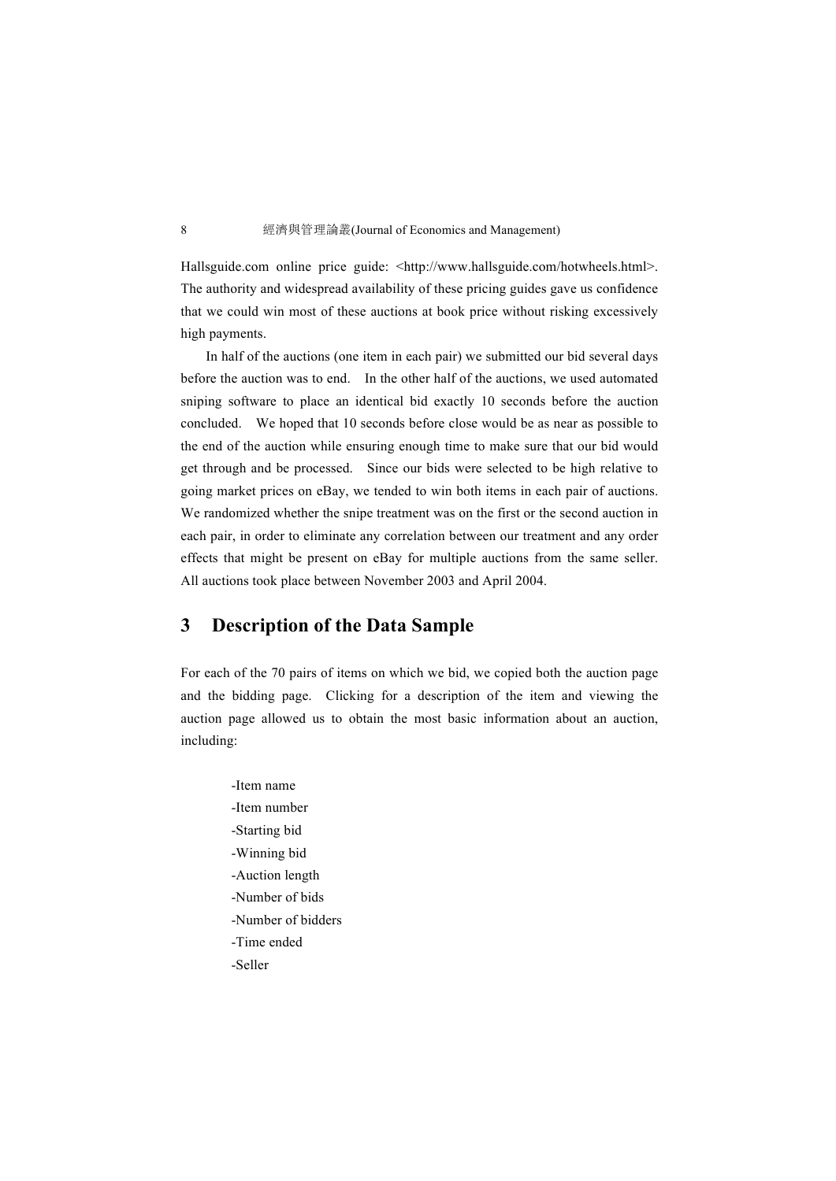Hallsguide.com online price guide: <http://www.hallsguide.com/hotwheels.html>. The authority and widespread availability of these pricing guides gave us confidence that we could win most of these auctions at book price without risking excessively high payments.

In half of the auctions (one item in each pair) we submitted our bid several days before the auction was to end. In the other half of the auctions, we used automated sniping software to place an identical bid exactly 10 seconds before the auction concluded. We hoped that 10 seconds before close would be as near as possible to the end of the auction while ensuring enough time to make sure that our bid would get through and be processed. Since our bids were selected to be high relative to going market prices on eBay, we tended to win both items in each pair of auctions. We randomized whether the snipe treatment was on the first or the second auction in each pair, in order to eliminate any correlation between our treatment and any order effects that might be present on eBay for multiple auctions from the same seller. All auctions took place between November 2003 and April 2004.

## 3 Description of the Data Sample

For each of the 70 pairs of items on which we bid, we copied both the auction page and the bidding page. Clicking for a description of the item and viewing the auction page allowed us to obtain the most basic information about an auction, including:

-Item name
-Item number
-Starting bid
-Winning bid
-Auction length
-Number of bids
-Number of bidders
-Time ended
-Seller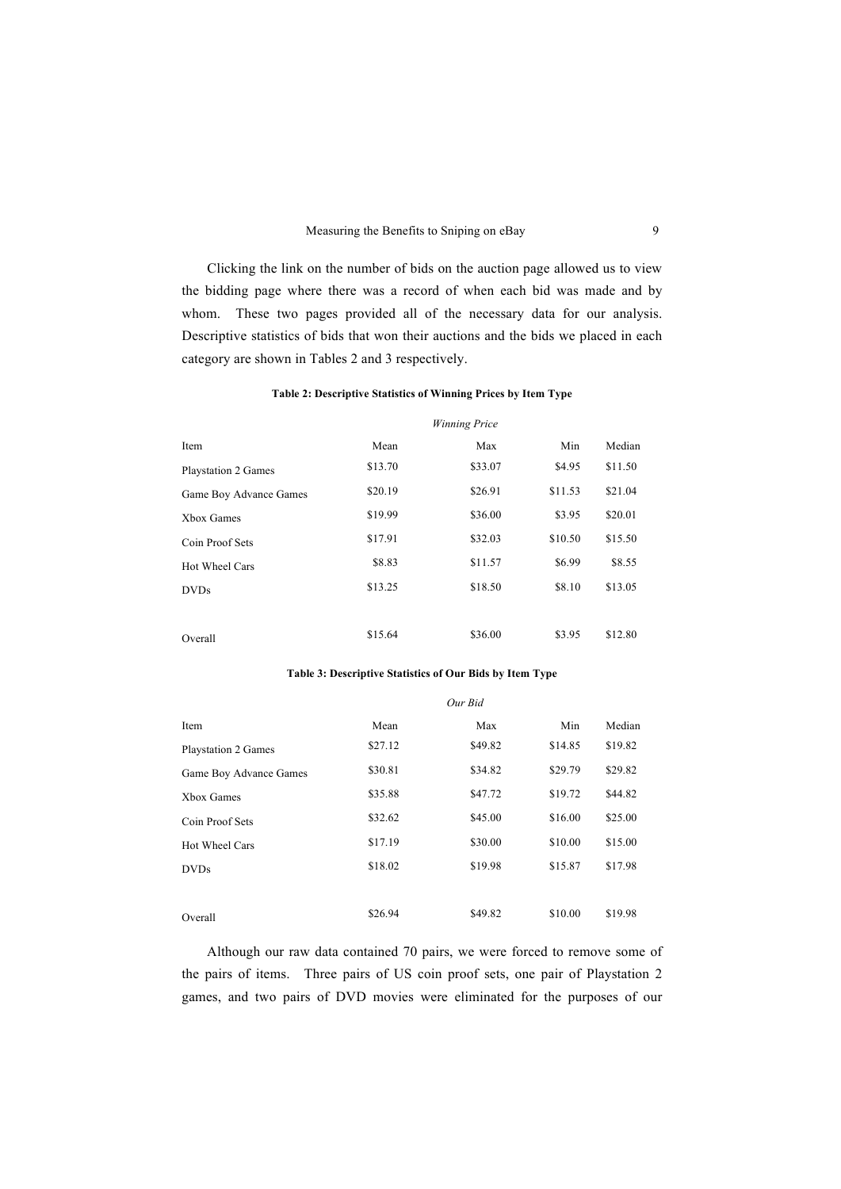Clicking the link on the number of bids on the auction page allowed us to view the bidding page where there was a record of when each bid was made and by whom. These two pages provided all of the necessary data for our analysis. Descriptive statistics of bids that won their auctions and the bids we placed in each category are shown in Tables 2 and 3 respectively.

**Table 2: Descriptive Statistics of Winning Prices by Item Type**

| | *Winning Price* | | | |
|---|---|---|---|---|
| Item | Mean | Max | Min | Median |
| Playstation 2 Games | $13.70 | $33.07 | $4.95 | $11.50 |
| Game Boy Advance Games | $20.19 | $26.91 | $11.53 | $21.04 |
| Xbox Games | $19.99 | $36.00 | $3.95 | $20.01 |
| Coin Proof Sets | $17.91 | $32.03 | $10.50 | $15.50 |
| Hot Wheel Cars | $8.83 | $11.57 | $6.99 | $8.55 |
| DVDs | $13.25 | $18.50 | $8.10 | $13.05 |
| Overall | $15.64 | $36.00 | $3.95 | $12.80 |

**Table 3: Descriptive Statistics of Our Bids by Item Type**

| | *Our Bid* | | | |
|---|---|---|---|---|
| Item | Mean | Max | Min | Median |
| Playstation 2 Games | $27.12 | $49.82 | $14.85 | $19.82 |
| Game Boy Advance Games | $30.81 | $34.82 | $29.79 | $29.82 |
| Xbox Games | $35.88 | $47.72 | $19.72 | $44.82 |
| Coin Proof Sets | $32.62 | $45.00 | $16.00 | $25.00 |
| Hot Wheel Cars | $17.19 | $30.00 | $10.00 | $15.00 |
| DVDs | $18.02 | $19.98 | $15.87 | $17.98 |
| Overall | $26.94 | $49.82 | $10.00 | $19.98 |

Although our raw data contained 70 pairs, we were forced to remove some of the pairs of items. Three pairs of US coin proof sets, one pair of Playstation 2 games, and two pairs of DVD movies were eliminated for the purposes of our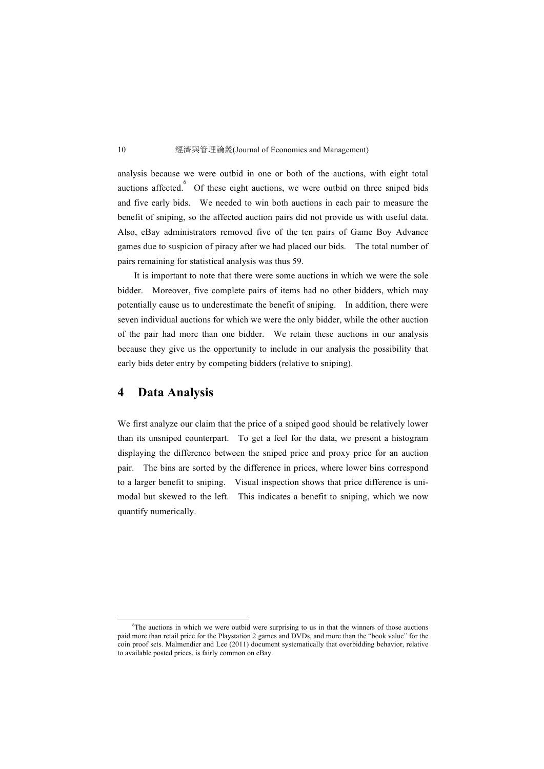analysis because we were outbid in one or both of the auctions, with eight total auctions affected.[6] Of these eight auctions, we were outbid on three sniped bids and five early bids. We needed to win both auctions in each pair to measure the benefit of sniping, so the affected auction pairs did not provide us with useful data. Also, eBay administrators removed five of the ten pairs of Game Boy Advance games due to suspicion of piracy after we had placed our bids. The total number of pairs remaining for statistical analysis was thus 59.

It is important to note that there were some auctions in which we were the sole bidder. Moreover, five complete pairs of items had no other bidders, which may potentially cause us to underestimate the benefit of sniping. In addition, there were seven individual auctions for which we were the only bidder, while the other auction of the pair had more than one bidder. We retain these auctions in our analysis because they give us the opportunity to include in our analysis the possibility that early bids deter entry by competing bidders (relative to sniping).

## 4 Data Analysis

We first analyze our claim that the price of a sniped good should be relatively lower than its unsniped counterpart. To get a feel for the data, we present a histogram displaying the difference between the sniped price and proxy price for an auction pair. The bins are sorted by the difference in prices, where lower bins correspond to a larger benefit to sniping. Visual inspection shows that price difference is uni-modal but skewed to the left. This indicates a benefit to sniping, which we now quantify numerically.

---

[6] The auctions in which we were outbid were surprising to us in that the winners of those auctions paid more than retail price for the Playstation 2 games and DVDs, and more than the "book value" for the coin proof sets. Malmendier and Lee (2011) document systematically that overbidding behavior, relative to available posted prices, is fairly common on eBay.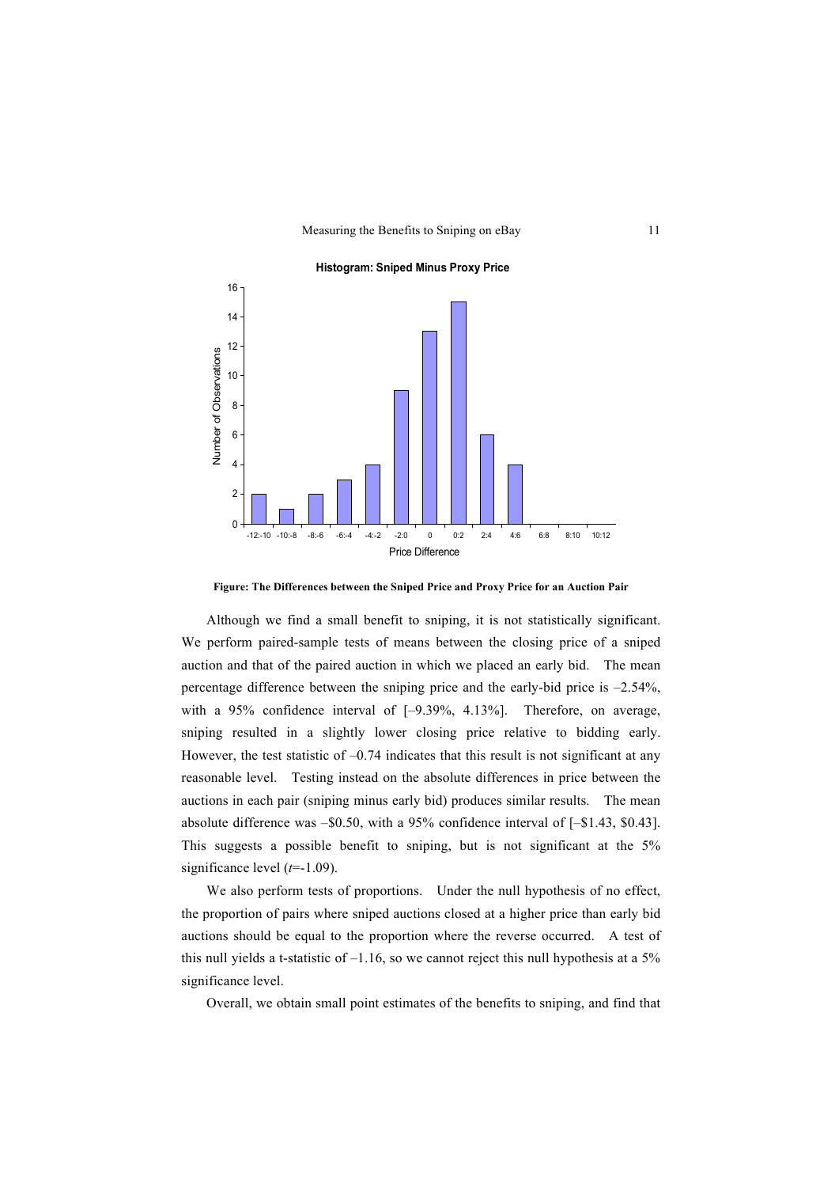**Histogram: Sniped Minus Proxy Price**

**Figure: The Differences between the Sniped Price and Proxy Price for an Auction Pair**

Although we find a small benefit to sniping, it is not statistically significant. We perform paired-sample tests of means between the closing price of a sniped auction and that of the paired auction in which we placed an early bid. The mean percentage difference between the sniping price and the early-bid price is –2.54%, with a 95% confidence interval of [–9.39%, 4.13%]. Therefore, on average, sniping resulted in a slightly lower closing price relative to bidding early. However, the test statistic of –0.74 indicates that this result is not significant at any reasonable level. Testing instead on the absolute differences in price between the auctions in each pair (sniping minus early bid) produces similar results. The mean absolute difference was –\$0.50, with a 95% confidence interval of [–\$1.43, \$0.43]. This suggests a possible benefit to sniping, but is not significant at the 5% significance level ($t$=-1.09).

We also perform tests of proportions. Under the null hypothesis of no effect, the proportion of pairs where sniped auctions closed at a higher price than early bid auctions should be equal to the proportion where the reverse occurred. A test of this null yields a t-statistic of –1.16, so we cannot reject this null hypothesis at a 5% significance level.

Overall, we obtain small point estimates of the benefits to sniping, and find that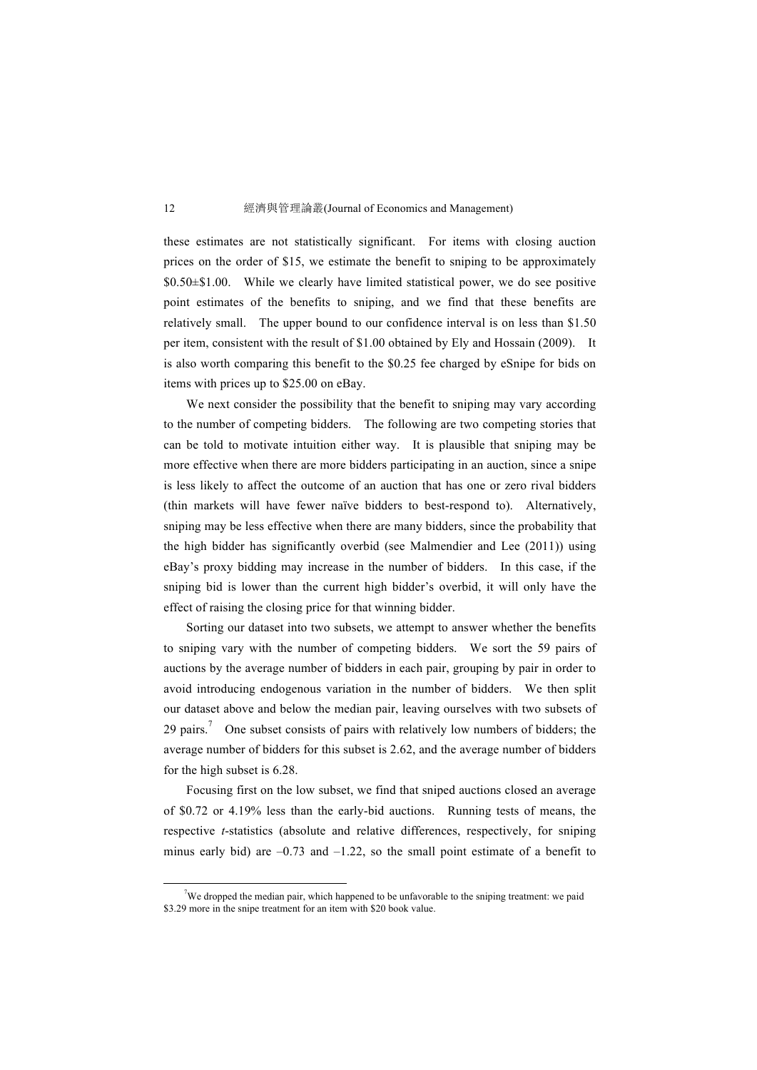these estimates are not statistically significant. For items with closing auction prices on the order of $15, we estimate the benefit to sniping to be approximately $0.50±$1.00. While we clearly have limited statistical power, we do see positive point estimates of the benefits to sniping, and we find that these benefits are relatively small. The upper bound to our confidence interval is on less than $1.50 per item, consistent with the result of $1.00 obtained by Ely and Hossain (2009). It is also worth comparing this benefit to the $0.25 fee charged by eSnipe for bids on items with prices up to $25.00 on eBay.

We next consider the possibility that the benefit to sniping may vary according to the number of competing bidders. The following are two competing stories that can be told to motivate intuition either way. It is plausible that sniping may be more effective when there are more bidders participating in an auction, since a snipe is less likely to affect the outcome of an auction that has one or zero rival bidders (thin markets will have fewer naïve bidders to best-respond to). Alternatively, sniping may be less effective when there are many bidders, since the probability that the high bidder has significantly overbid (see Malmendier and Lee (2011)) using eBay's proxy bidding may increase in the number of bidders. In this case, if the sniping bid is lower than the current high bidder's overbid, it will only have the effect of raising the closing price for that winning bidder.

Sorting our dataset into two subsets, we attempt to answer whether the benefits to sniping vary with the number of competing bidders. We sort the 59 pairs of auctions by the average number of bidders in each pair, grouping by pair in order to avoid introducing endogenous variation in the number of bidders. We then split our dataset above and below the median pair, leaving ourselves with two subsets of 29 pairs.[7] One subset consists of pairs with relatively low numbers of bidders; the average number of bidders for this subset is 2.62, and the average number of bidders for the high subset is 6.28.

Focusing first on the low subset, we find that sniped auctions closed an average of $0.72 or 4.19% less than the early-bid auctions. Running tests of means, the respective *t*-statistics (absolute and relative differences, respectively, for sniping minus early bid) are –0.73 and –1.22, so the small point estimate of a benefit to

[7] We dropped the median pair, which happened to be unfavorable to the sniping treatment: we paid $3.29 more in the snipe treatment for an item with $20 book value.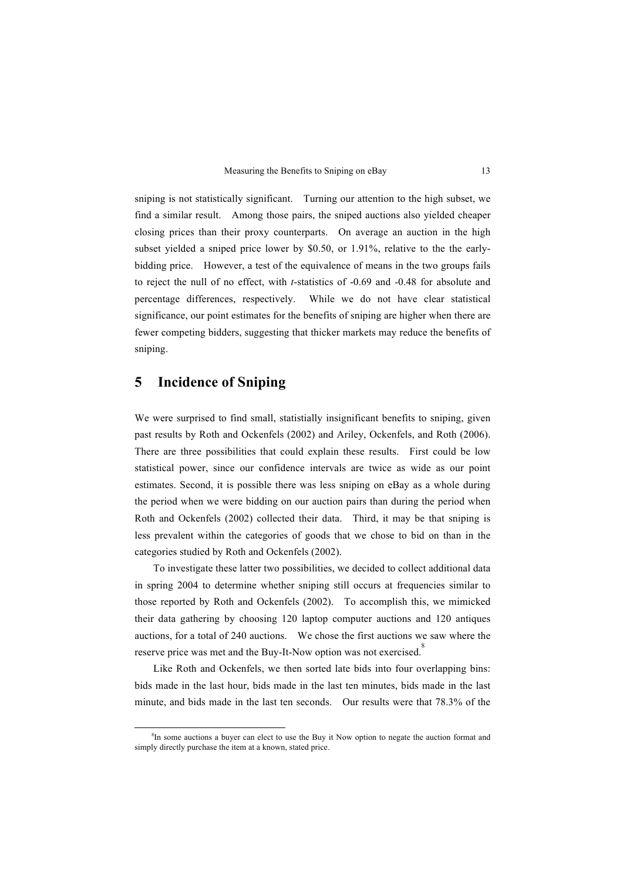sniping is not statistically significant. Turning our attention to the high subset, we find a similar result. Among those pairs, the sniped auctions also yielded cheaper closing prices than their proxy counterparts. On average an auction in the high subset yielded a sniped price lower by \$0.50, or 1.91%, relative to the the early-bidding price. However, a test of the equivalence of means in the two groups fails to reject the null of no effect, with *t*-statistics of -0.69 and -0.48 for absolute and percentage differences, respectively. While we do not have clear statistical significance, our point estimates for the benefits of sniping are higher when there are fewer competing bidders, suggesting that thicker markets may reduce the benefits of sniping.

## 5 Incidence of Sniping

We were surprised to find small, statistically insignificant benefits to sniping, given past results by Roth and Ockenfels (2002) and Ariley, Ockenfels, and Roth (2006). There are three possibilities that could explain these results. First could be low statistical power, since our confidence intervals are twice as wide as our point estimates. Second, it is possible there was less sniping on eBay as a whole during the period when we were bidding on our auction pairs than during the period when Roth and Ockenfels (2002) collected their data. Third, it may be that sniping is less prevalent within the categories of goods that we chose to bid on than in the categories studied by Roth and Ockenfels (2002).

To investigate these latter two possibilities, we decided to collect additional data in spring 2004 to determine whether sniping still occurs at frequencies similar to those reported by Roth and Ockenfels (2002). To accomplish this, we mimicked their data gathering by choosing 120 laptop computer auctions and 120 antiques auctions, for a total of 240 auctions. We chose the first auctions we saw where the reserve price was met and the Buy-It-Now option was not exercised.[8]

Like Roth and Ockenfels, we then sorted late bids into four overlapping bins: bids made in the last hour, bids made in the last ten minutes, bids made in the last minute, and bids made in the last ten seconds. Our results were that 78.3% of the

[8] In some auctions a buyer can elect to use the Buy it Now option to negate the auction format and simply directly purchase the item at a known, stated price.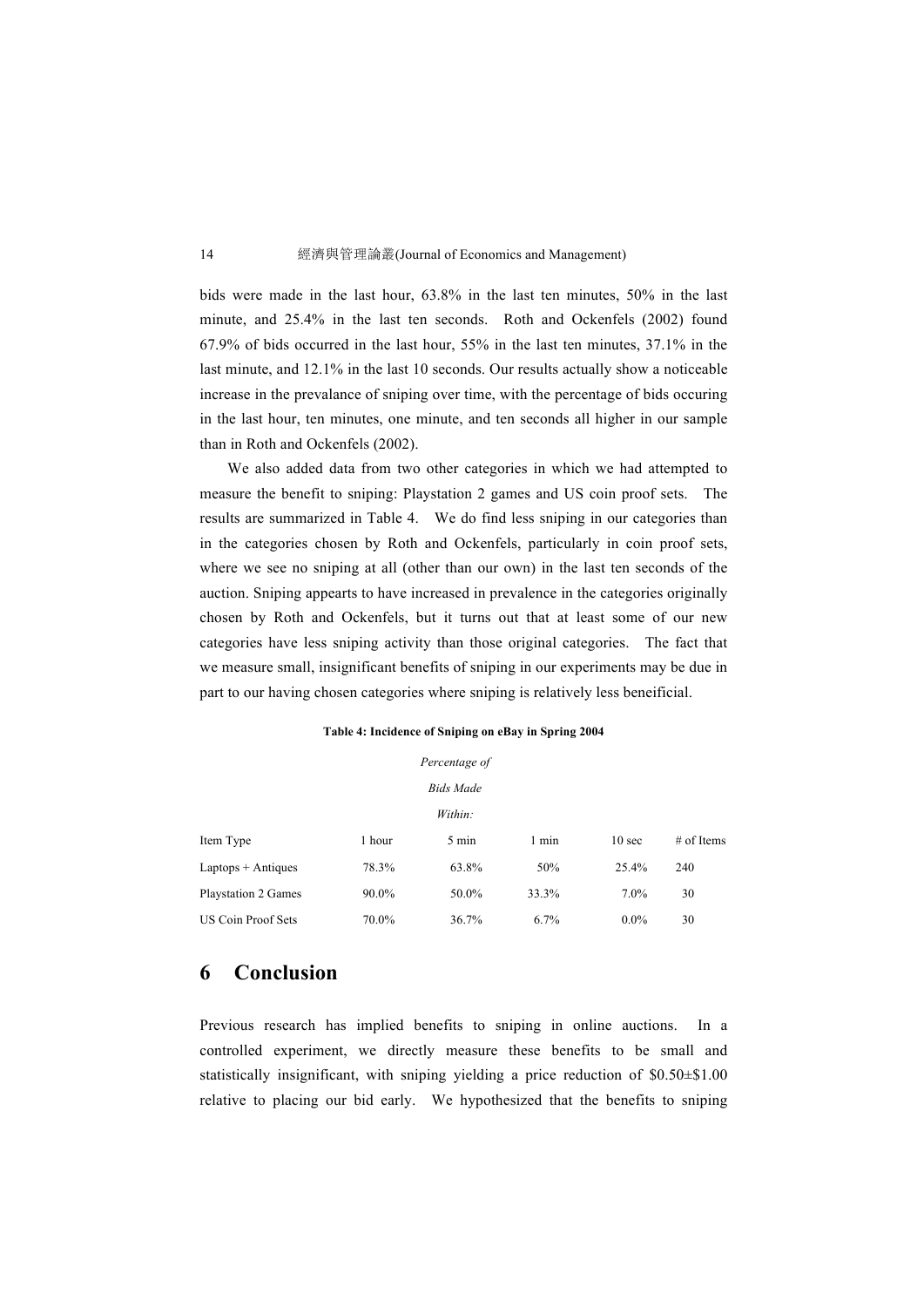bids were made in the last hour, 63.8% in the last ten minutes, 50% in the last minute, and 25.4% in the last ten seconds. Roth and Ockenfels (2002) found 67.9% of bids occurred in the last hour, 55% in the last ten minutes, 37.1% in the last minute, and 12.1% in the last 10 seconds. Our results actually show a noticeable increase in the prevalance of sniping over time, with the percentage of bids occuring in the last hour, ten minutes, one minute, and ten seconds all higher in our sample than in Roth and Ockenfels (2002).

We also added data from two other categories in which we had attempted to measure the benefit to sniping: Playstation 2 games and US coin proof sets. The results are summarized in Table 4. We do find less sniping in our categories than in the categories chosen by Roth and Ockenfels, particularly in coin proof sets, where we see no sniping at all (other than our own) in the last ten seconds of the auction. Sniping appearts to have increased in prevalence in the categories originally chosen by Roth and Ockenfels, but it turns out that at least some of our new categories have less sniping activity than those original categories. The fact that we measure small, insignificant benefits of sniping in our experiments may be due in part to our having chosen categories where sniping is relatively less beneificial.

**Table 4: Incidence of Sniping on eBay in Spring 2004**

| | | *Percentage of Bids Made Within:* | | | |
|---|---|---|---|---|---|
| Item Type | 1 hour | 5 min | 1 min | 10 sec | # of Items |
| Laptops + Antiques | 78.3% | 63.8% | 50% | 25.4% | 240 |
| Playstation 2 Games | 90.0% | 50.0% | 33.3% | 7.0% | 30 |
| US Coin Proof Sets | 70.0% | 36.7% | 6.7% | 0.0% | 30 |

## 6 Conclusion

Previous research has implied benefits to sniping in online auctions. In a controlled experiment, we directly measure these benefits to be small and statistically insignificant, with sniping yielding a price reduction of \$0.50±\$1.00 relative to placing our bid early. We hypothesized that the benefits to sniping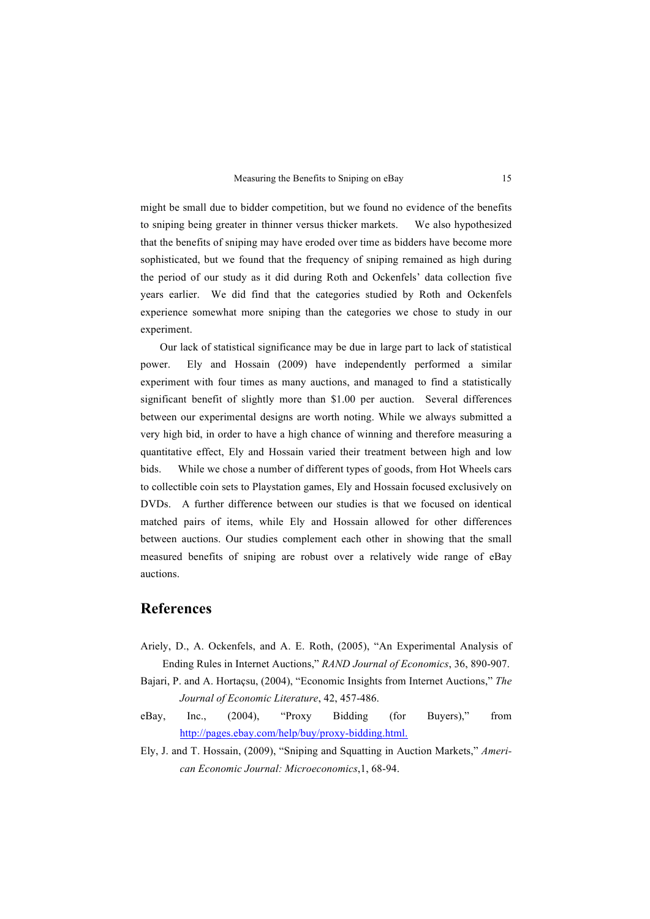might be small due to bidder competition, but we found no evidence of the benefits to sniping being greater in thinner versus thicker markets. We also hypothesized that the benefits of sniping may have eroded over time as bidders have become more sophisticated, but we found that the frequency of sniping remained as high during the period of our study as it did during Roth and Ockenfels' data collection five years earlier. We did find that the categories studied by Roth and Ockenfels experience somewhat more sniping than the categories we chose to study in our experiment.

Our lack of statistical significance may be due in large part to lack of statistical power. Ely and Hossain (2009) have independently performed a similar experiment with four times as many auctions, and managed to find a statistically significant benefit of slightly more than $1.00 per auction. Several differences between our experimental designs are worth noting. While we always submitted a very high bid, in order to have a high chance of winning and therefore measuring a quantitative effect, Ely and Hossain varied their treatment between high and low bids. While we chose a number of different types of goods, from Hot Wheels cars to collectible coin sets to Playstation games, Ely and Hossain focused exclusively on DVDs. A further difference between our studies is that we focused on identical matched pairs of items, while Ely and Hossain allowed for other differences between auctions. Our studies complement each other in showing that the small measured benefits of sniping are robust over a relatively wide range of eBay auctions.

## References

Ariely, D., A. Ockenfels, and A. E. Roth, (2005), "An Experimental Analysis of Ending Rules in Internet Auctions," *RAND Journal of Economics*, 36, 890-907.

Bajari, P. and A. Hortaçsu, (2004), "Economic Insights from Internet Auctions," *The Journal of Economic Literature*, 42, 457-486.

eBay, Inc., (2004), "Proxy Bidding (for Buyers)," from http://pages.ebay.com/help/buy/proxy-bidding.html.

Ely, J. and T. Hossain, (2009), "Sniping and Squatting in Auction Markets," *American Economic Journal: Microeconomics*,1, 68-94.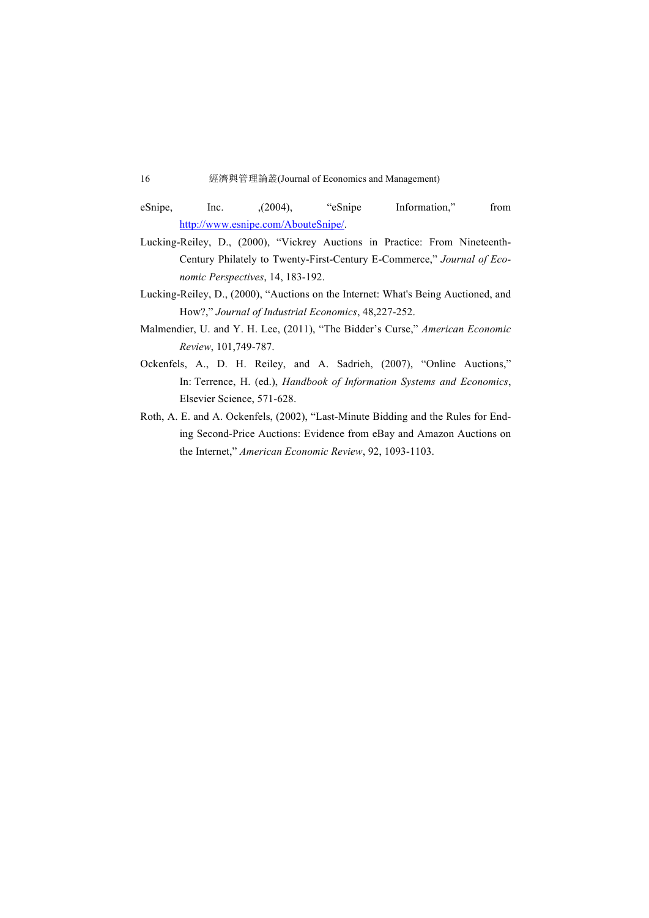eSnipe, Inc. ,(2004), "eSnipe Information," from http://www.esnipe.com/AbouteSnipe/.

Lucking-Reiley, D., (2000), "Vickrey Auctions in Practice: From Nineteenth-Century Philately to Twenty-First-Century E-Commerce," *Journal of Economic Perspectives*, 14, 183-192.

Lucking-Reiley, D., (2000), "Auctions on the Internet: What's Being Auctioned, and How?," *Journal of Industrial Economics*, 48,227-252.

Malmendier, U. and Y. H. Lee, (2011), "The Bidder's Curse," *American Economic Review*, 101,749-787.

Ockenfels, A., D. H. Reiley, and A. Sadrieh, (2007), "Online Auctions," In: Terrence, H. (ed.), *Handbook of Information Systems and Economics*, Elsevier Science, 571-628.

Roth, A. E. and A. Ockenfels, (2002), "Last-Minute Bidding and the Rules for Ending Second-Price Auctions: Evidence from eBay and Amazon Auctions on the Internet," *American Economic Review*, 92, 1093-1103.